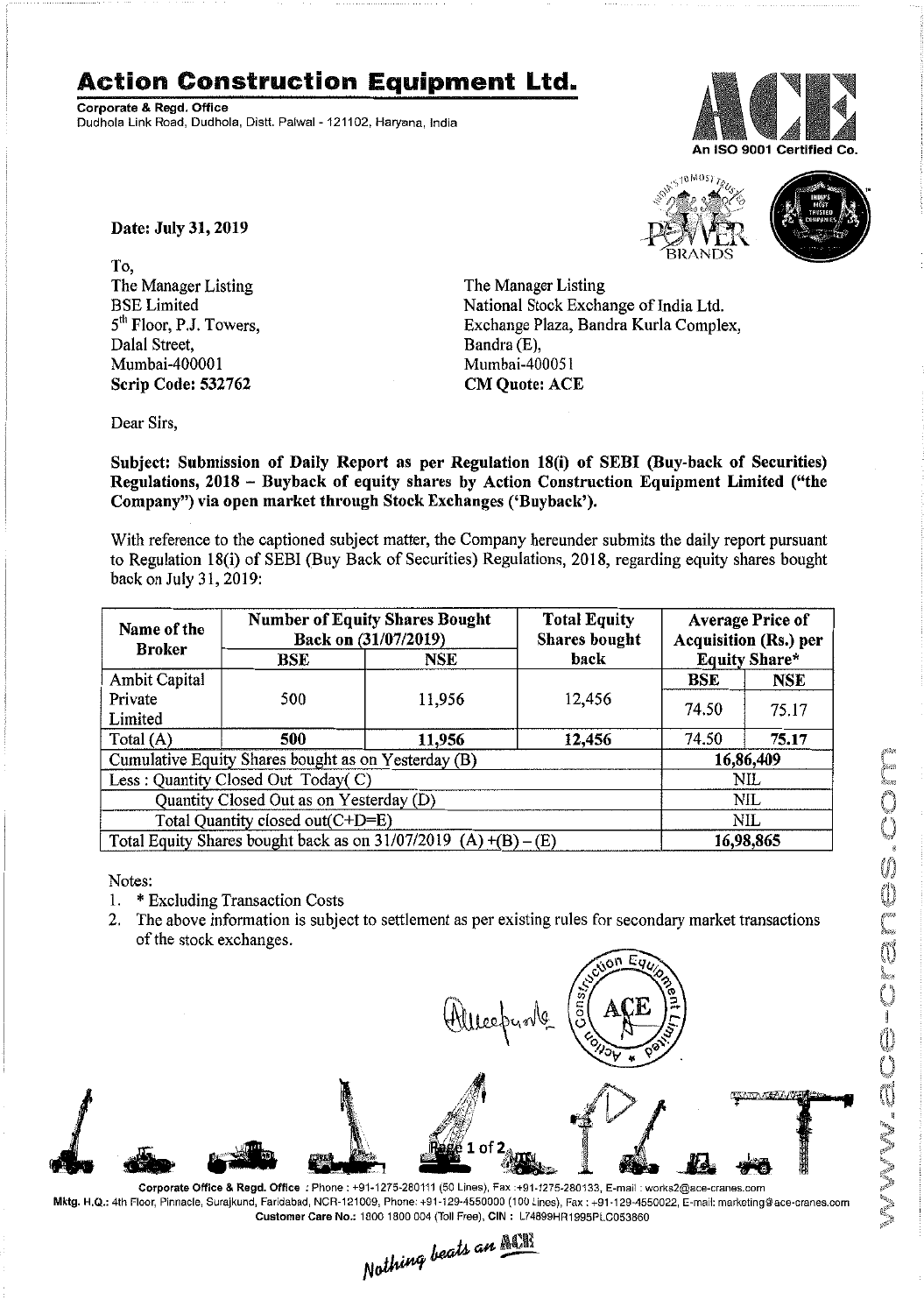# Action Construction Equipment Ltd.

**Corporate & Regd. Office**
Dudhola Link Road, Dudhola, Distt. Palwal - 121102, Haryana, India

An ISO 9001 Certified Co.

**Date: July 31, 2019**

To,
The Manager Listing
BSE Limited
5th Floor, P.J. Towers,
Dalal Street,
Mumbai-400001
**Scrip Code: 532762**

The Manager Listing
National Stock Exchange of India Ltd.
Exchange Plaza, Bandra Kurla Complex,
Bandra (E),
Mumbai-400051
**CM Quote: ACE**

Dear Sirs,

**Subject: Submission of Daily Report as per Regulation 18(i) of SEBI (Buy-back of Securities) Regulations, 2018 – Buyback of equity shares by Action Construction Equipment Limited ("the Company") via open market through Stock Exchanges ('Buyback').**

With reference to the captioned subject matter, the Company hereunder submits the daily report pursuant to Regulation 18(i) of SEBI (Buy Back of Securities) Regulations, 2018, regarding equity shares bought back on July 31, 2019:

| Name of the Broker | Number of Equity Shares Bought Back on (31/07/2019) | | Total Equity Shares bought back | Average Price of Acquisition (Rs.) per Equity Share* | |
|---|---|---|---|---|---|
| | BSE | NSE | | BSE | NSE |
| Ambit Capital Private Limited | 500 | 11,956 | 12,456 | 74.50 | 75.17 |
| Total (A) | **500** | **11,956** | **12,456** | 74.50 | **75.17** |
| Cumulative Equity Shares bought as on Yesterday (B) | | | | **16,86,409** | |
| Less : Quantity Closed Out Today( C) | | | | NIL | |
| Quantity Closed Out as on Yesterday (D) | | | | NIL | |
| Total Quantity closed out(C+D=E) | | | | NIL | |
| Total Equity Shares bought back as on 31/07/2019 (A) +(B) – (E) | | | | **16,98,865** | |

Notes:

1. * Excluding Transaction Costs
2. The above information is subject to settlement as per existing rules for secondary market transactions of the stock exchanges.

**Corporate Office & Regd. Office** : Phone : +91-1275-280111 (50 Lines), Fax :+91-1275-280133, E-mail : works2@ace-cranes.com
**Mktg. H.Q.:** 4th Floor, Pinnacle, Surajkund, Faridabad, NCR-121009, Phone: +91-129-4550000 (100 Lines), Fax : +91-129-4550022, E-mail: marketing@ace-cranes.com
**Customer Care No.:** 1800 1800 004 (Toll Free), **CIN :** L74899HR1995PLC053860

*Nothing beats an ACE*

www.ace-cranes.com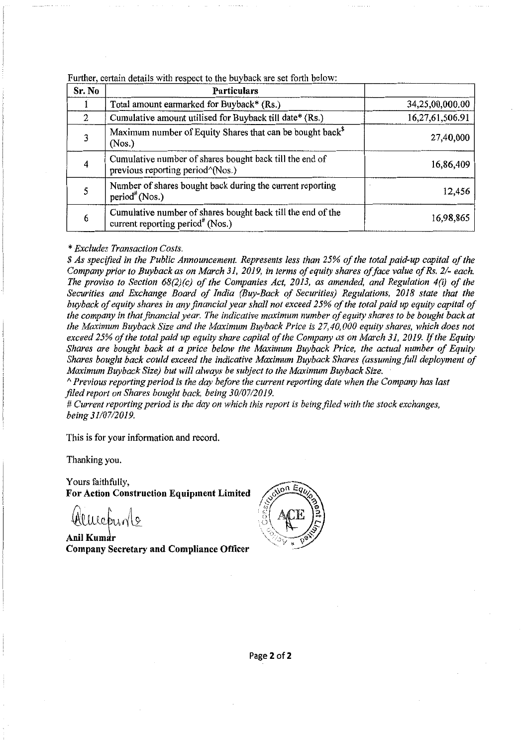Further, certain details with respect to the buyback are set forth below:

| Sr. No | Particulars | |
|---|---|---|
| 1 | Total amount earmarked for Buyback* (Rs.) | 34,25,00,000.00 |
| 2 | Cumulative amount utilised for Buyback till date* (Rs.) | 16,27,61,506.91 |
| 3 | Maximum number of Equity Shares that can be bought back$ (Nos.) | 27,40,000 |
| 4 | Cumulative number of shares bought back till the end of previous reporting period^(Nos.) | 16,86,409 |
| 5 | Number of shares bought back during the current reporting period# (Nos.) | 12,456 |
| 6 | Cumulative number of shares bought back till the end of the current reporting period# (Nos.) | 16,98,865 |

*\* Excludes Transaction Costs.*

*$ As specified in the Public Announcement. Represents less than 25% of the total paid-up capital of the Company prior to Buyback as on March 31, 2019, in terms of equity shares of face value of Rs. 2/- each. The proviso to Section 68(2)(c) of the Companies Act, 2013, as amended, and Regulation 4(i) of the Securities and Exchange Board of India (Buy-Back of Securities) Regulations, 2018 state that the buyback of equity shares in any financial year shall not exceed 25% of the total paid up equity capital of the company in that financial year. The indicative maximum number of equity shares to be bought back at the Maximum Buyback Size and the Maximum Buyback Price is 27,40,000 equity shares, which does not exceed 25% of the total paid up equity share capital of the Company as on March 31, 2019. If the Equity Shares are bought back at a price below the Maximum Buyback Price, the actual number of Equity Shares bought back could exceed the indicative Maximum Buyback Shares (assuming full deployment of Maximum Buyback Size) but will always be subject to the Maximum Buyback Size.*

*^ Previous reporting period is the day before the current reporting date when the Company has last filed report on Shares bought back, being 30/07/2019.*

*# Current reporting period is the day on which this report is being filed with the stock exchanges, being 31/07/2019.*

This is for your information and record.

Thanking you.

Yours faithfully,
**For Action Construction Equipment Limited**

**Anil Kumar**
**Company Secretary and Compliance Officer**